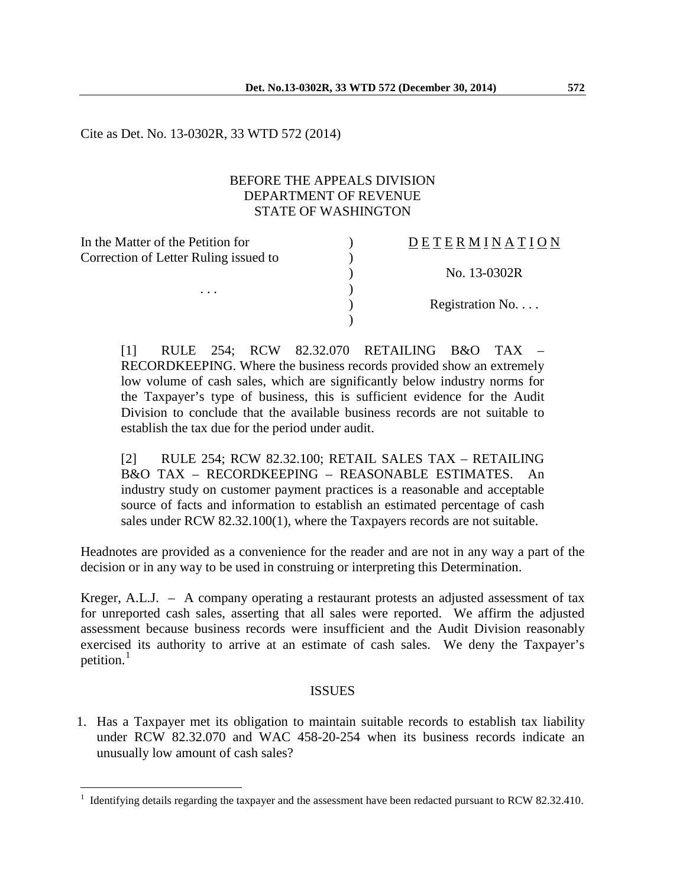Cite as Det. No. 13-0302R, 33 WTD 572 (2014)

BEFORE THE APPEALS DIVISION
DEPARTMENT OF REVENUE
STATE OF WASHINGTON

| | | |
|---|---|---|
| In the Matter of the Petition for | ) | <u>D E T E R M I N A T I O N</u> |
| Correction of Letter Ruling issued to | ) | |
| | ) | No. 13-0302R |
| . . . | ) | |
| | ) | Registration No. . . . |
| | ) | |

[1] RULE 254; RCW 82.32.070 RETAILING B&O TAX – RECORDKEEPING. Where the business records provided show an extremely low volume of cash sales, which are significantly below industry norms for the Taxpayer's type of business, this is sufficient evidence for the Audit Division to conclude that the available business records are not suitable to establish the tax due for the period under audit.

[2] RULE 254; RCW 82.32.100; RETAIL SALES TAX – RETAILING B&O TAX – RECORDKEEPING – REASONABLE ESTIMATES. An industry study on customer payment practices is a reasonable and acceptable source of facts and information to establish an estimated percentage of cash sales under RCW 82.32.100(1), where the Taxpayers records are not suitable.

Headnotes are provided as a convenience for the reader and are not in any way a part of the decision or in any way to be used in construing or interpreting this Determination.

Kreger, A.L.J. – A company operating a restaurant protests an adjusted assessment of tax for unreported cash sales, asserting that all sales were reported. We affirm the adjusted assessment because business records were insufficient and the Audit Division reasonably exercised its authority to arrive at an estimate of cash sales. We deny the Taxpayer's petition.[1]

## ISSUES

1. Has a Taxpayer met its obligation to maintain suitable records to establish tax liability under RCW 82.32.070 and WAC 458-20-254 when its business records indicate an unusually low amount of cash sales?

---

[1] Identifying details regarding the taxpayer and the assessment have been redacted pursuant to RCW 82.32.410.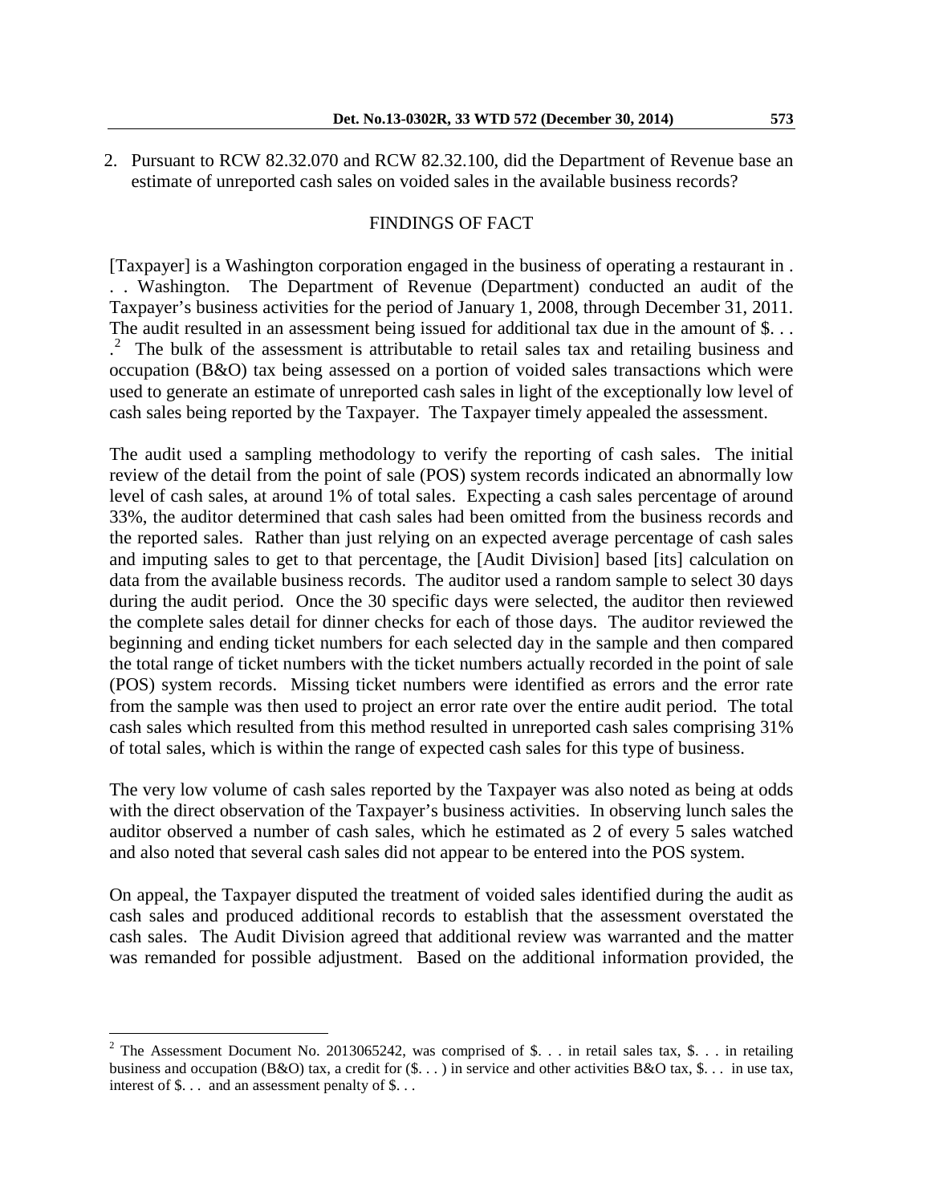2. Pursuant to RCW 82.32.070 and RCW 82.32.100, did the Department of Revenue base an estimate of unreported cash sales on voided sales in the available business records?

## FINDINGS OF FACT

[Taxpayer] is a Washington corporation engaged in the business of operating a restaurant in . . . Washington. The Department of Revenue (Department) conducted an audit of the Taxpayer's business activities for the period of January 1, 2008, through December 31, 2011. The audit resulted in an assessment being issued for additional tax due in the amount of \$. . . .[2] The bulk of the assessment is attributable to retail sales tax and retailing business and occupation (B&O) tax being assessed on a portion of voided sales transactions which were used to generate an estimate of unreported cash sales in light of the exceptionally low level of cash sales being reported by the Taxpayer. The Taxpayer timely appealed the assessment.

The audit used a sampling methodology to verify the reporting of cash sales. The initial review of the detail from the point of sale (POS) system records indicated an abnormally low level of cash sales, at around 1% of total sales. Expecting a cash sales percentage of around 33%, the auditor determined that cash sales had been omitted from the business records and the reported sales. Rather than just relying on an expected average percentage of cash sales and imputing sales to get to that percentage, the [Audit Division] based [its] calculation on data from the available business records. The auditor used a random sample to select 30 days during the audit period. Once the 30 specific days were selected, the auditor then reviewed the complete sales detail for dinner checks for each of those days. The auditor reviewed the beginning and ending ticket numbers for each selected day in the sample and then compared the total range of ticket numbers with the ticket numbers actually recorded in the point of sale (POS) system records. Missing ticket numbers were identified as errors and the error rate from the sample was then used to project an error rate over the entire audit period. The total cash sales which resulted from this method resulted in unreported cash sales comprising 31% of total sales, which is within the range of expected cash sales for this type of business.

The very low volume of cash sales reported by the Taxpayer was also noted as being at odds with the direct observation of the Taxpayer's business activities. In observing lunch sales the auditor observed a number of cash sales, which he estimated as 2 of every 5 sales watched and also noted that several cash sales did not appear to be entered into the POS system.

On appeal, the Taxpayer disputed the treatment of voided sales identified during the audit as cash sales and produced additional records to establish that the assessment overstated the cash sales. The Audit Division agreed that additional review was warranted and the matter was remanded for possible adjustment. Based on the additional information provided, the

---

[2] The Assessment Document No. 2013065242, was comprised of \$. . . in retail sales tax, \$. . . in retailing business and occupation (B&O) tax, a credit for (\$. . . ) in service and other activities B&O tax, \$. . . in use tax, interest of \$. . . and an assessment penalty of \$. . .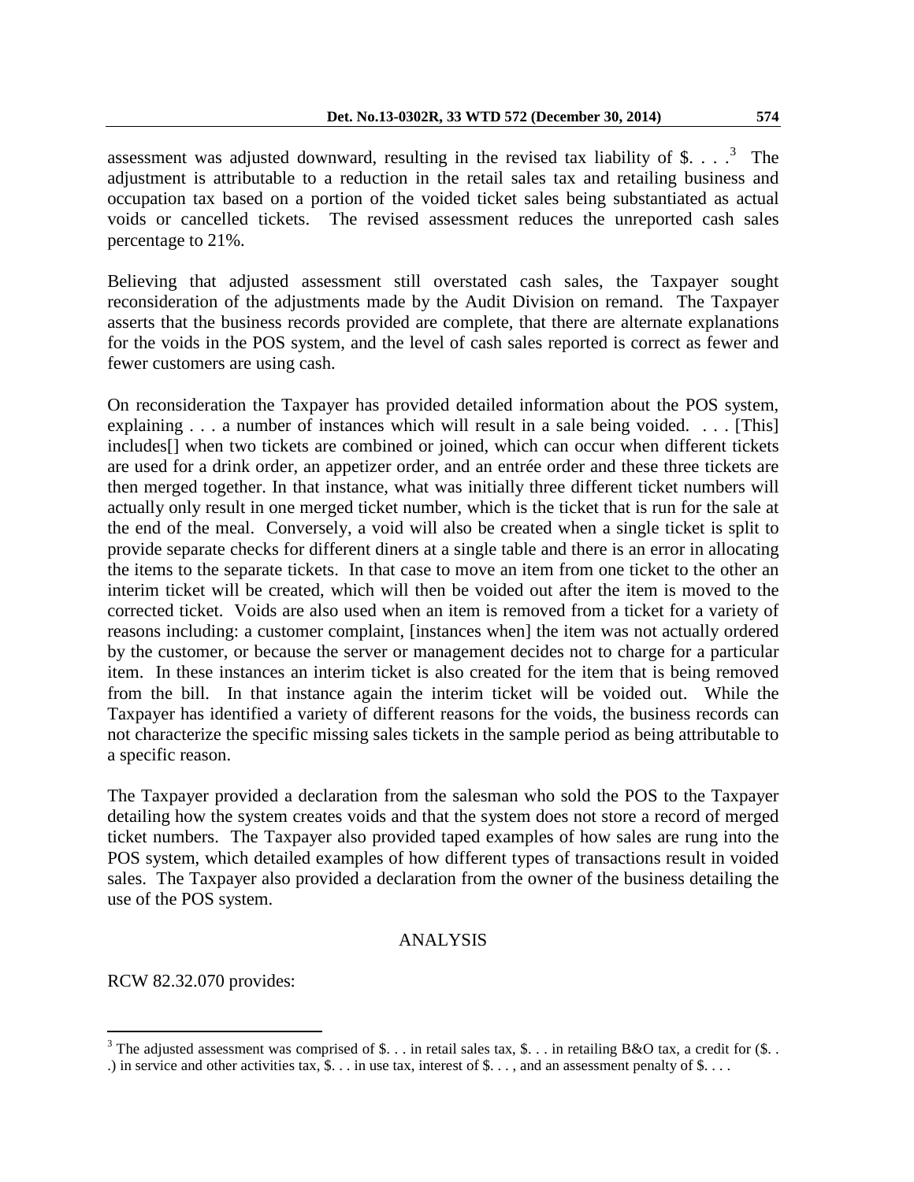assessment was adjusted downward, resulting in the revised tax liability of $. . . .[3] The adjustment is attributable to a reduction in the retail sales tax and retailing business and occupation tax based on a portion of the voided ticket sales being substantiated as actual voids or cancelled tickets. The revised assessment reduces the unreported cash sales percentage to 21%.

Believing that adjusted assessment still overstated cash sales, the Taxpayer sought reconsideration of the adjustments made by the Audit Division on remand. The Taxpayer asserts that the business records provided are complete, that there are alternate explanations for the voids in the POS system, and the level of cash sales reported is correct as fewer and fewer customers are using cash.

On reconsideration the Taxpayer has provided detailed information about the POS system, explaining . . . a number of instances which will result in a sale being voided. . . . [This] includes[] when two tickets are combined or joined, which can occur when different tickets are used for a drink order, an appetizer order, and an entrée order and these three tickets are then merged together. In that instance, what was initially three different ticket numbers will actually only result in one merged ticket number, which is the ticket that is run for the sale at the end of the meal. Conversely, a void will also be created when a single ticket is split to provide separate checks for different diners at a single table and there is an error in allocating the items to the separate tickets. In that case to move an item from one ticket to the other an interim ticket will be created, which will then be voided out after the item is moved to the corrected ticket. Voids are also used when an item is removed from a ticket for a variety of reasons including: a customer complaint, [instances when] the item was not actually ordered by the customer, or because the server or management decides not to charge for a particular item. In these instances an interim ticket is also created for the item that is being removed from the bill. In that instance again the interim ticket will be voided out. While the Taxpayer has identified a variety of different reasons for the voids, the business records can not characterize the specific missing sales tickets in the sample period as being attributable to a specific reason.

The Taxpayer provided a declaration from the salesman who sold the POS to the Taxpayer detailing how the system creates voids and that the system does not store a record of merged ticket numbers. The Taxpayer also provided taped examples of how sales are rung into the POS system, which detailed examples of how different types of transactions result in voided sales. The Taxpayer also provided a declaration from the owner of the business detailing the use of the POS system.

## ANALYSIS

RCW 82.32.070 provides:

---

[3] The adjusted assessment was comprised of $. . . in retail sales tax, $. . . in retailing B&O tax, a credit for ($. . .) in service and other activities tax, $. . . in use tax, interest of $. . . , and an assessment penalty of $. . . .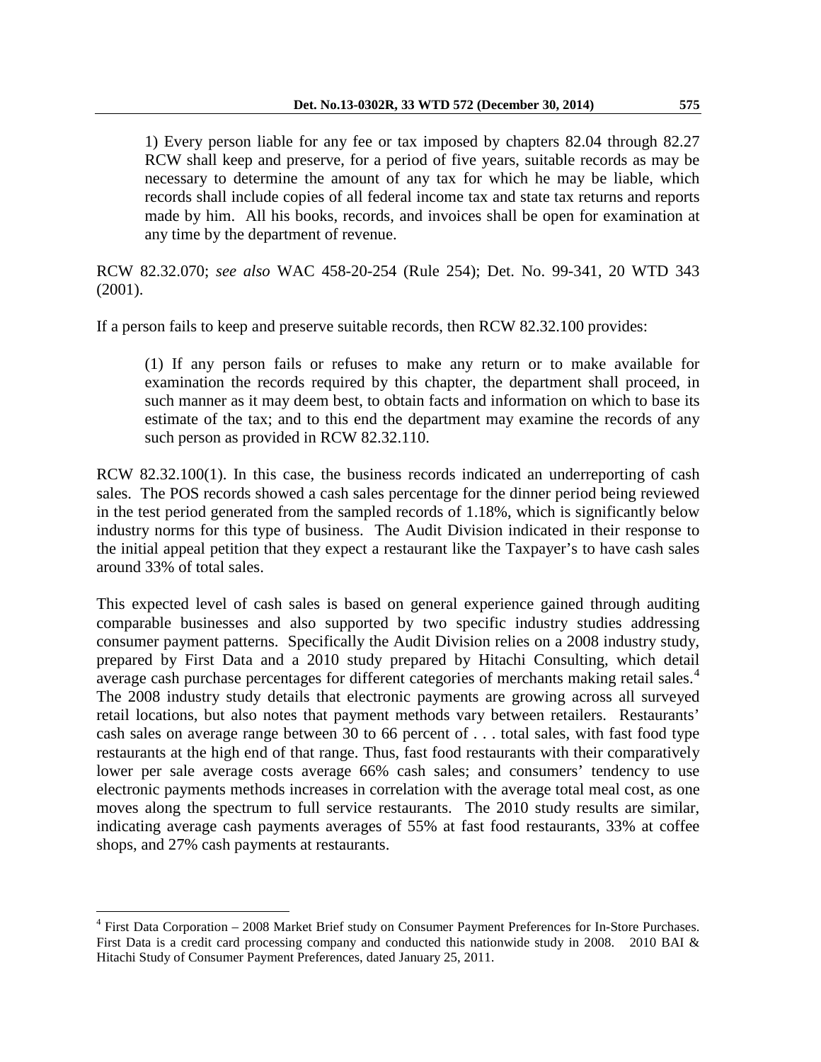> 1) Every person liable for any fee or tax imposed by chapters 82.04 through 82.27 RCW shall keep and preserve, for a period of five years, suitable records as may be necessary to determine the amount of any tax for which he may be liable, which records shall include copies of all federal income tax and state tax returns and reports made by him. All his books, records, and invoices shall be open for examination at any time by the department of revenue.

RCW 82.32.070; *see also* WAC 458-20-254 (Rule 254); Det. No. 99-341, 20 WTD 343 (2001).

If a person fails to keep and preserve suitable records, then RCW 82.32.100 provides:

> (1) If any person fails or refuses to make any return or to make available for examination the records required by this chapter, the department shall proceed, in such manner as it may deem best, to obtain facts and information on which to base its estimate of the tax; and to this end the department may examine the records of any such person as provided in RCW 82.32.110.

RCW 82.32.100(1). In this case, the business records indicated an underreporting of cash sales. The POS records showed a cash sales percentage for the dinner period being reviewed in the test period generated from the sampled records of 1.18%, which is significantly below industry norms for this type of business. The Audit Division indicated in their response to the initial appeal petition that they expect a restaurant like the Taxpayer's to have cash sales around 33% of total sales.

This expected level of cash sales is based on general experience gained through auditing comparable businesses and also supported by two specific industry studies addressing consumer payment patterns. Specifically the Audit Division relies on a 2008 industry study, prepared by First Data and a 2010 study prepared by Hitachi Consulting, which detail average cash purchase percentages for different categories of merchants making retail sales.[4] The 2008 industry study details that electronic payments are growing across all surveyed retail locations, but also notes that payment methods vary between retailers. Restaurants' cash sales on average range between 30 to 66 percent of . . . total sales, with fast food type restaurants at the high end of that range. Thus, fast food restaurants with their comparatively lower per sale average costs average 66% cash sales; and consumers' tendency to use electronic payments methods increases in correlation with the average total meal cost, as one moves along the spectrum to full service restaurants. The 2010 study results are similar, indicating average cash payments averages of 55% at fast food restaurants, 33% at coffee shops, and 27% cash payments at restaurants.

---

[4] First Data Corporation – 2008 Market Brief study on Consumer Payment Preferences for In-Store Purchases. First Data is a credit card processing company and conducted this nationwide study in 2008. 2010 BAI & Hitachi Study of Consumer Payment Preferences, dated January 25, 2011.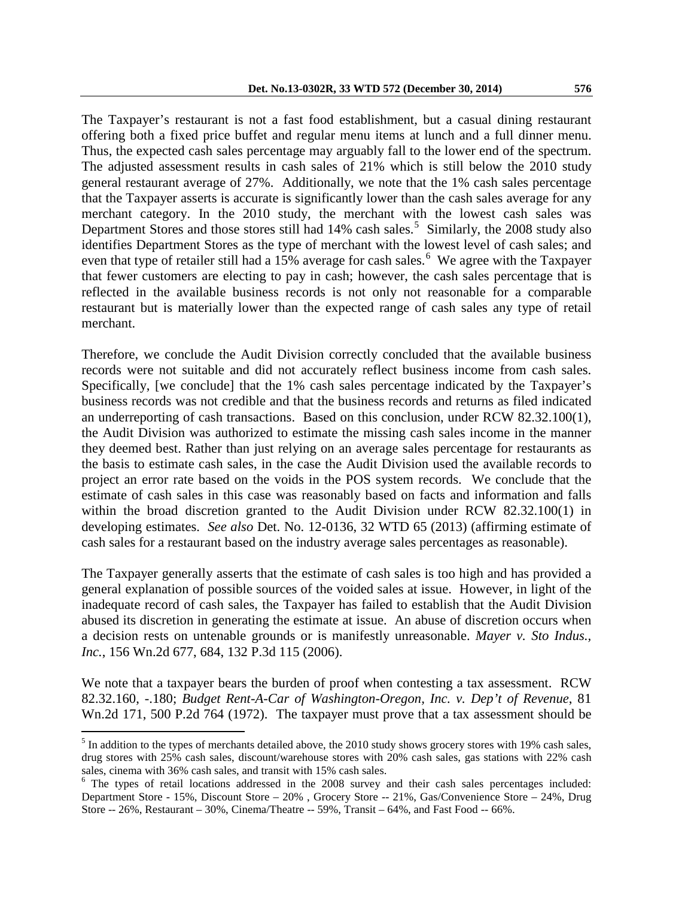The Taxpayer's restaurant is not a fast food establishment, but a casual dining restaurant offering both a fixed price buffet and regular menu items at lunch and a full dinner menu. Thus, the expected cash sales percentage may arguably fall to the lower end of the spectrum. The adjusted assessment results in cash sales of 21% which is still below the 2010 study general restaurant average of 27%. Additionally, we note that the 1% cash sales percentage that the Taxpayer asserts is accurate is significantly lower than the cash sales average for any merchant category. In the 2010 study, the merchant with the lowest cash sales was Department Stores and those stores still had 14% cash sales.[5] Similarly, the 2008 study also identifies Department Stores as the type of merchant with the lowest level of cash sales; and even that type of retailer still had a 15% average for cash sales.[6] We agree with the Taxpayer that fewer customers are electing to pay in cash; however, the cash sales percentage that is reflected in the available business records is not only not reasonable for a comparable restaurant but is materially lower than the expected range of cash sales any type of retail merchant.

Therefore, we conclude the Audit Division correctly concluded that the available business records were not suitable and did not accurately reflect business income from cash sales. Specifically, [we conclude] that the 1% cash sales percentage indicated by the Taxpayer's business records was not credible and that the business records and returns as filed indicated an underreporting of cash transactions. Based on this conclusion, under RCW 82.32.100(1), the Audit Division was authorized to estimate the missing cash sales income in the manner they deemed best. Rather than just relying on an average sales percentage for restaurants as the basis to estimate cash sales, in the case the Audit Division used the available records to project an error rate based on the voids in the POS system records. We conclude that the estimate of cash sales in this case was reasonably based on facts and information and falls within the broad discretion granted to the Audit Division under RCW 82.32.100(1) in developing estimates. *See also* Det. No. 12-0136, 32 WTD 65 (2013) (affirming estimate of cash sales for a restaurant based on the industry average sales percentages as reasonable).

The Taxpayer generally asserts that the estimate of cash sales is too high and has provided a general explanation of possible sources of the voided sales at issue. However, in light of the inadequate record of cash sales, the Taxpayer has failed to establish that the Audit Division abused its discretion in generating the estimate at issue. An abuse of discretion occurs when a decision rests on untenable grounds or is manifestly unreasonable. *Mayer v. Sto Indus., Inc.*, 156 Wn.2d 677, 684, 132 P.3d 115 (2006).

We note that a taxpayer bears the burden of proof when contesting a tax assessment. RCW 82.32.160, -.180; *Budget Rent-A-Car of Washington-Oregon, Inc. v. Dep't of Revenue*, 81 Wn.2d 171, 500 P.2d 764 (1972). The taxpayer must prove that a tax assessment should be

---

[5] In addition to the types of merchants detailed above, the 2010 study shows grocery stores with 19% cash sales, drug stores with 25% cash sales, discount/warehouse stores with 20% cash sales, gas stations with 22% cash sales, cinema with 36% cash sales, and transit with 15% cash sales.

[6] The types of retail locations addressed in the 2008 survey and their cash sales percentages included: Department Store - 15%, Discount Store – 20% , Grocery Store -- 21%, Gas/Convenience Store – 24%, Drug Store -- 26%, Restaurant – 30%, Cinema/Theatre -- 59%, Transit – 64%, and Fast Food -- 66%.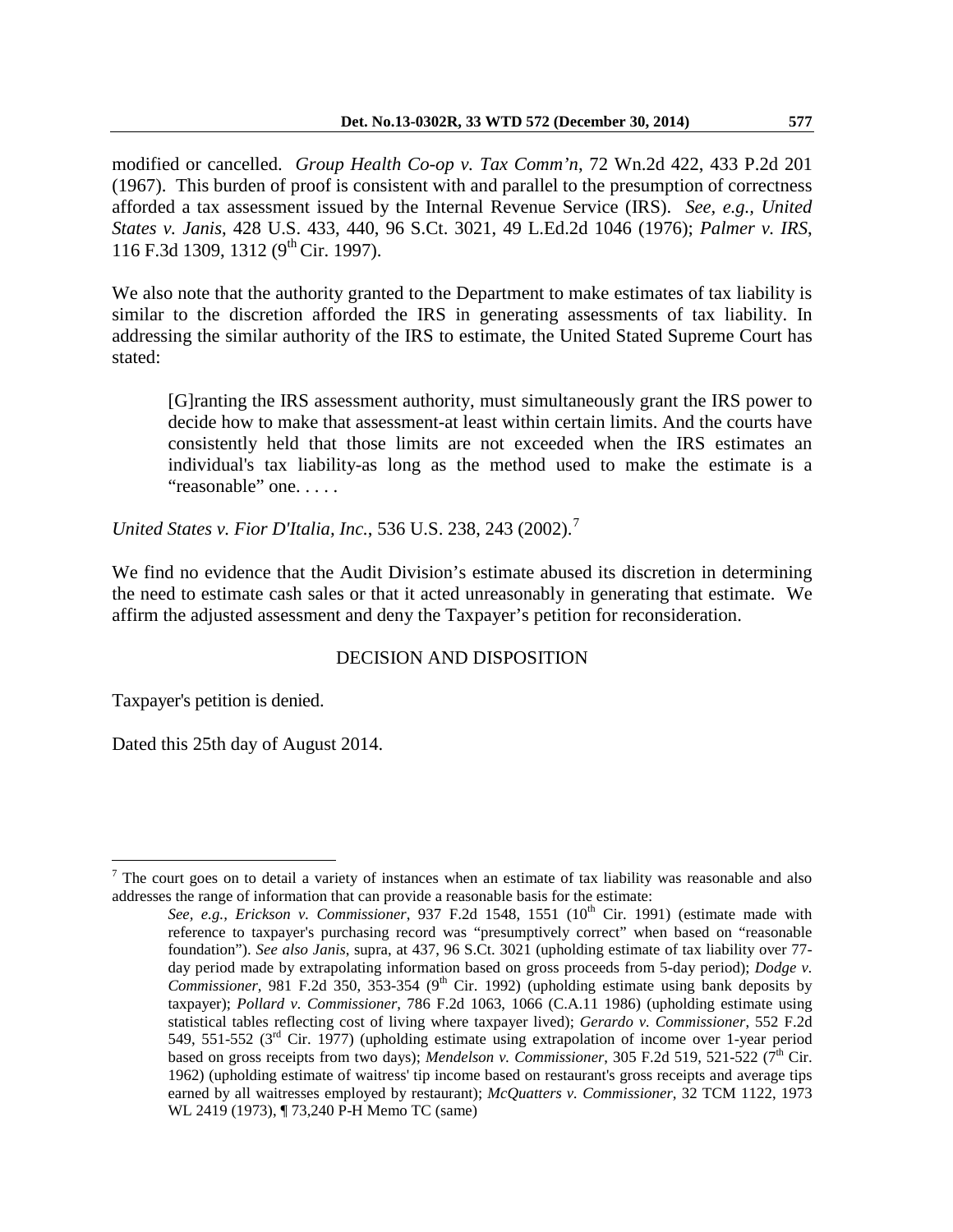modified or cancelled. *Group Health Co-op v. Tax Comm'n*, 72 Wn.2d 422, 433 P.2d 201 (1967). This burden of proof is consistent with and parallel to the presumption of correctness afforded a tax assessment issued by the Internal Revenue Service (IRS). *See, e.g.*, *United States v. Janis*, 428 U.S. 433, 440, 96 S.Ct. 3021, 49 L.Ed.2d 1046 (1976); *Palmer v. IRS*, 116 F.3d 1309, 1312 (9th Cir. 1997).

We also note that the authority granted to the Department to make estimates of tax liability is similar to the discretion afforded the IRS in generating assessments of tax liability. In addressing the similar authority of the IRS to estimate, the United Stated Supreme Court has stated:

> [G]ranting the IRS assessment authority, must simultaneously grant the IRS power to decide how to make that assessment-at least within certain limits. And the courts have consistently held that those limits are not exceeded when the IRS estimates an individual's tax liability-as long as the method used to make the estimate is a "reasonable" one. . . . .

*United States v. Fior D'Italia, Inc.*, 536 U.S. 238, 243 (2002).[7]

We find no evidence that the Audit Division's estimate abused its discretion in determining the need to estimate cash sales or that it acted unreasonably in generating that estimate. We affirm the adjusted assessment and deny the Taxpayer's petition for reconsideration.

## DECISION AND DISPOSITION

Taxpayer's petition is denied.

Dated this 25th day of August 2014.

---

[7] The court goes on to detail a variety of instances when an estimate of tax liability was reasonable and also addresses the range of information that can provide a reasonable basis for the estimate:

> *See, e.g., Erickson v. Commissioner*, 937 F.2d 1548, 1551 (10th Cir. 1991) (estimate made with reference to taxpayer's purchasing record was "presumptively correct" when based on "reasonable foundation"). *See also Janis*, supra, at 437, 96 S.Ct. 3021 (upholding estimate of tax liability over 77-day period made by extrapolating information based on gross proceeds from 5-day period); *Dodge v. Commissioner*, 981 F.2d 350, 353-354 (9th Cir. 1992) (upholding estimate using bank deposits by taxpayer); *Pollard v. Commissioner*, 786 F.2d 1063, 1066 (C.A.11 1986) (upholding estimate using statistical tables reflecting cost of living where taxpayer lived); *Gerardo v. Commissioner*, 552 F.2d 549, 551-552 (3rd Cir. 1977) (upholding estimate using extrapolation of income over 1-year period based on gross receipts from two days); *Mendelson v. Commissioner*, 305 F.2d 519, 521-522 (7th Cir. 1962) (upholding estimate of waitress' tip income based on restaurant's gross receipts and average tips earned by all waitresses employed by restaurant); *McQuatters v. Commissioner*, 32 TCM 1122, 1973 WL 2419 (1973), ¶ 73,240 P-H Memo TC (same)